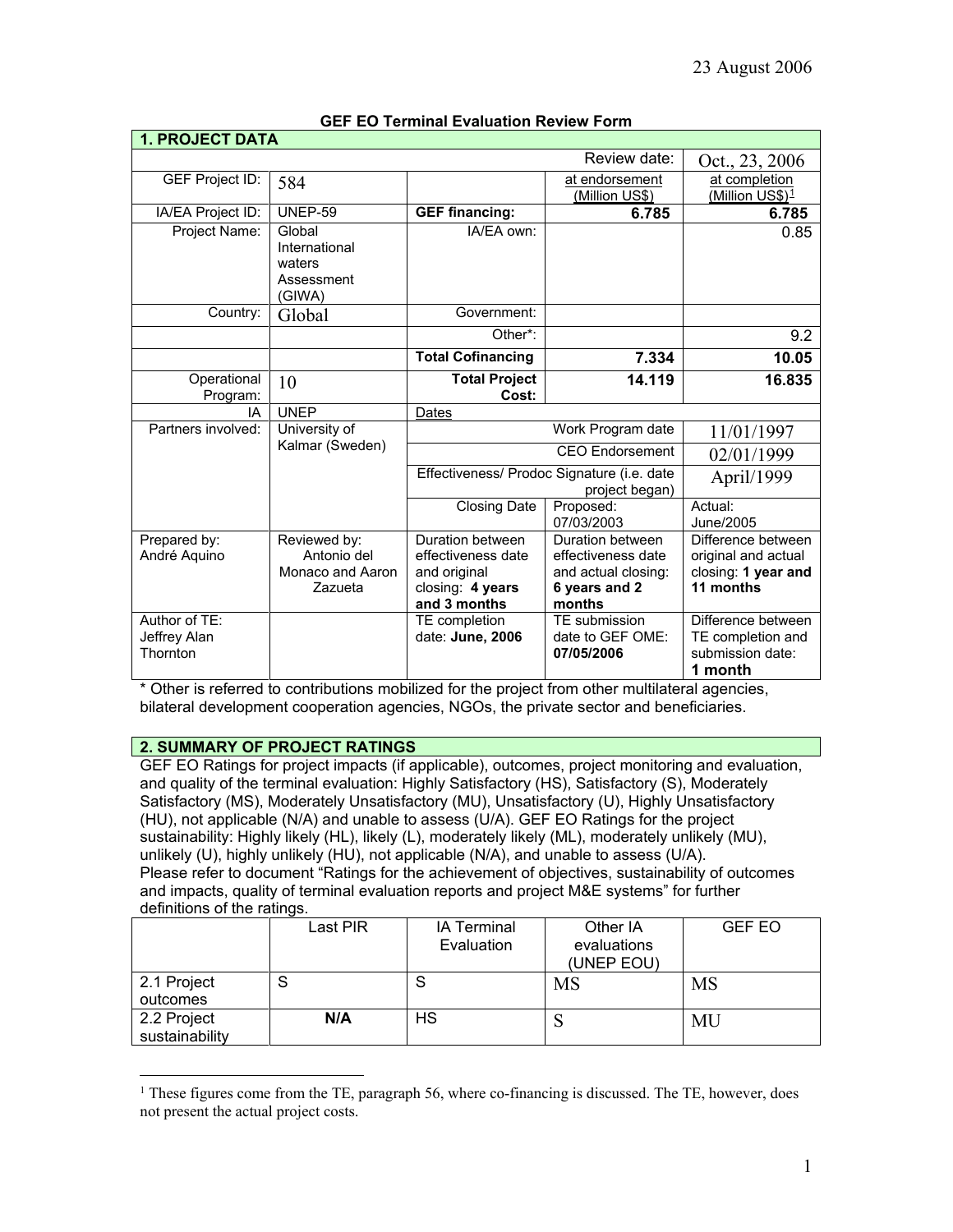23 August 2006

**GEF EO Terminal Evaluation Review Form**

| **1. PROJECT DATA** | | | | |
|---|---|---|---|---|
| | | | Review date: | Oct., 23, 2006 |
| GEF Project ID: | 584 | | at endorsement (Million US$) | at completion (Million US$)[1] |
| IA/EA Project ID: | UNEP-59 | **GEF financing:** | **6.785** | **6.785** |
| Project Name: | Global International waters Assessment (GIWA) | IA/EA own: | | 0.85 |
| Country: | Global | Government: | | |
| | | Other*: | | 9.2 |
| | | **Total Cofinancing** | **7.334** | **10.05** |
| Operational Program: | 10 | **Total Project Cost:** | **14.119** | **16.835** |
| IA | UNEP | Dates | | |
| Partners involved: | University of Kalmar (Sweden) | | Work Program date | 11/01/1997 |
| | | | CEO Endorsement | 02/01/1999 |
| | | | Effectiveness/ Prodoc Signature (i.e. date project began) | April/1999 |
| | | Closing Date | Proposed: 07/03/2003 | Actual: June/2005 |
| Prepared by: André Aquino | Reviewed by: Antonio del Monaco and Aaron Zazueta | Duration between effectiveness date and original closing: **4 years and 3 months** | Duration between effectiveness date and actual closing: **6 years and 2 months** | Difference between original and actual closing: **1 year and 11 months** |
| Author of TE: Jeffrey Alan Thornton | | TE completion date: **June, 2006** | TE submission date to GEF OME: **07/05/2006** | Difference between TE completion and submission date: **1 month** |

\* Other is referred to contributions mobilized for the project from other multilateral agencies, bilateral development cooperation agencies, NGOs, the private sector and beneficiaries.

**2. SUMMARY OF PROJECT RATINGS**

GEF EO Ratings for project impacts (if applicable), outcomes, project monitoring and evaluation, and quality of the terminal evaluation: Highly Satisfactory (HS), Satisfactory (S), Moderately Satisfactory (MS), Moderately Unsatisfactory (MU), Unsatisfactory (U), Highly Unsatisfactory (HU), not applicable (N/A) and unable to assess (U/A). GEF EO Ratings for the project sustainability: Highly likely (HL), likely (L), moderately likely (ML), moderately unlikely (MU), unlikely (U), highly unlikely (HU), not applicable (N/A), and unable to assess (U/A).
Please refer to document "Ratings for the achievement of objectives, sustainability of outcomes and impacts, quality of terminal evaluation reports and project M&E systems" for further definitions of the ratings.

| | Last PIR | IA Terminal Evaluation | Other IA evaluations (UNEP EOU) | GEF EO |
|---|---|---|---|---|
| 2.1 Project outcomes | S | S | MS | MS |
| 2.2 Project sustainability | **N/A** | HS | S | MU |

[1] These figures come from the TE, paragraph 56, where co-financing is discussed. The TE, however, does not present the actual project costs.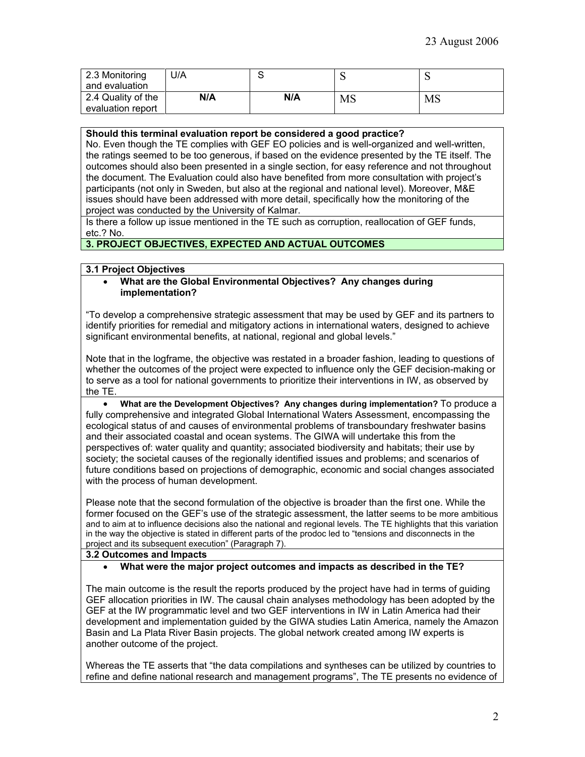| 2.3 Monitoring and evaluation | U/A | S | S | S |
|---|---|---|---|---|
| 2.4 Quality of the evaluation report | **N/A** | **N/A** | MS | MS |

**Should this terminal evaluation report be considered a good practice?**
No. Even though the TE complies with GEF EO policies and is well-organized and well-written, the ratings seemed to be too generous, if based on the evidence presented by the TE itself. The outcomes should also been presented in a single section, for easy reference and not throughout the document. The Evaluation could also have benefited from more consultation with project's participants (not only in Sweden, but also at the regional and national level). Moreover, M&E issues should have been addressed with more detail, specifically how the monitoring of the project was conducted by the University of Kalmar.

Is there a follow up issue mentioned in the TE such as corruption, reallocation of GEF funds, etc.? No.

**3. PROJECT OBJECTIVES, EXPECTED AND ACTUAL OUTCOMES**

**3.1 Project Objectives**

- **What are the Global Environmental Objectives? Any changes during implementation?**

"To develop a comprehensive strategic assessment that may be used by GEF and its partners to identify priorities for remedial and mitigatory actions in international waters, designed to achieve significant environmental benefits, at national, regional and global levels."

Note that in the logframe, the objective was restated in a broader fashion, leading to questions of whether the outcomes of the project were expected to influence only the GEF decision-making or to serve as a tool for national governments to prioritize their interventions in IW, as observed by the TE.

- **What are the Development Objectives? Any changes during implementation?** To produce a fully comprehensive and integrated Global International Waters Assessment, encompassing the ecological status of and causes of environmental problems of transboundary freshwater basins and their associated coastal and ocean systems. The GIWA will undertake this from the perspectives of: water quality and quantity; associated biodiversity and habitats; their use by society; the societal causes of the regionally identified issues and problems; and scenarios of future conditions based on projections of demographic, economic and social changes associated with the process of human development.

Please note that the second formulation of the objective is broader than the first one. While the former focused on the GEF's use of the strategic assessment, the latter seems to be more ambitious and to aim at to influence decisions also the national and regional levels. The TE highlights that this variation in the way the objective is stated in different parts of the prodoc led to "tensions and disconnects in the project and its subsequent execution" (Paragraph 7).

**3.2 Outcomes and Impacts**

- **What were the major project outcomes and impacts as described in the TE?**

The main outcome is the result the reports produced by the project have had in terms of guiding GEF allocation priorities in IW. The causal chain analyses methodology has been adopted by the GEF at the IW programmatic level and two GEF interventions in IW in Latin America had their development and implementation guided by the GIWA studies Latin America, namely the Amazon Basin and La Plata River Basin projects. The global network created among IW experts is another outcome of the project.

Whereas the TE asserts that "the data compilations and syntheses can be utilized by countries to refine and define national research and management programs", The TE presents no evidence of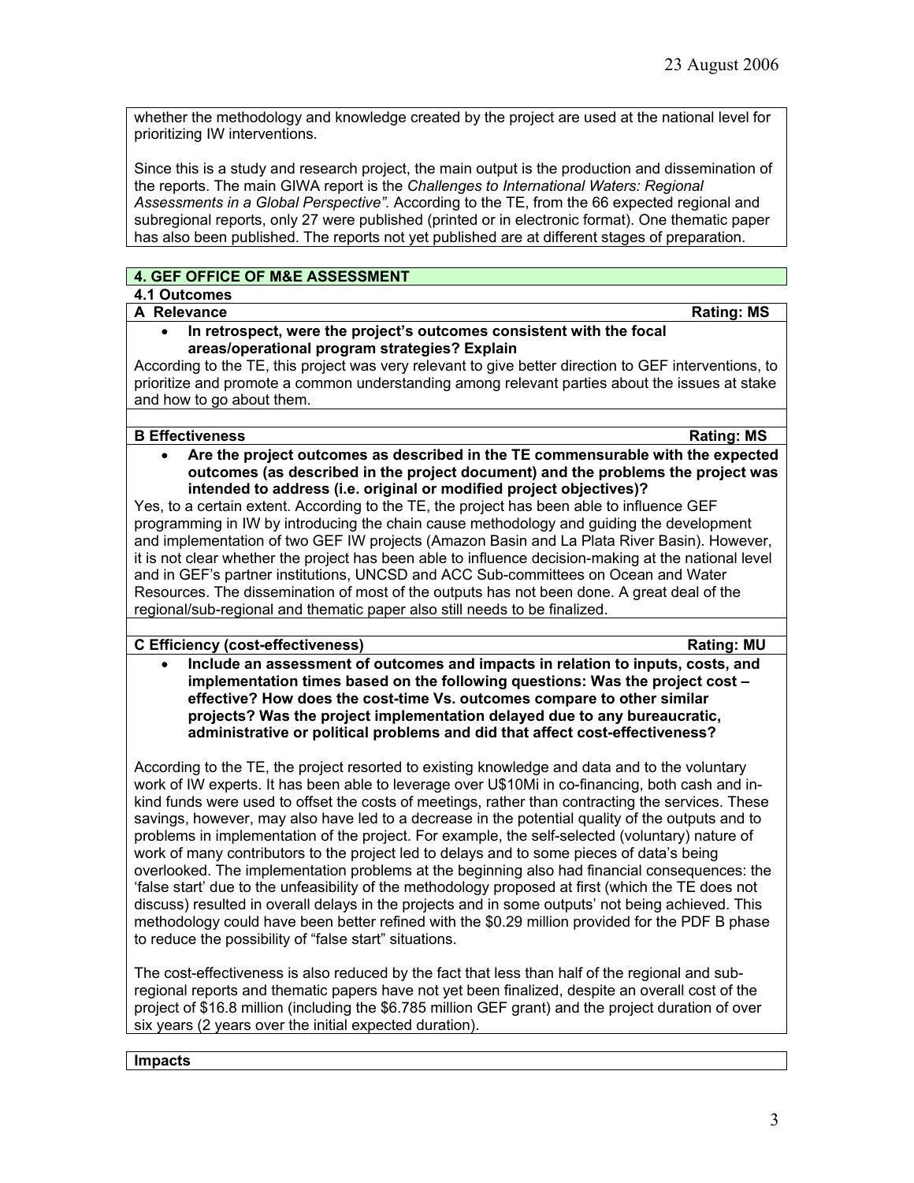whether the methodology and knowledge created by the project are used at the national level for prioritizing IW interventions.

Since this is a study and research project, the main output is the production and dissemination of the reports. The main GIWA report is the *Challenges to International Waters: Regional Assessments in a Global Perspective".* According to the TE, from the 66 expected regional and subregional reports, only 27 were published (printed or in electronic format). One thematic paper has also been published. The reports not yet published are at different stages of preparation.

## 4. GEF OFFICE OF M&E ASSESSMENT

### 4.1 Outcomes

**A Relevance** — **Rating: MS**

- **In retrospect, were the project's outcomes consistent with the focal areas/operational program strategies? Explain**

According to the TE, this project was very relevant to give better direction to GEF interventions, to prioritize and promote a common understanding among relevant parties about the issues at stake and how to go about them.

**B Effectiveness** — **Rating: MS**

- **Are the project outcomes as described in the TE commensurable with the expected outcomes (as described in the project document) and the problems the project was intended to address (i.e. original or modified project objectives)?**

Yes, to a certain extent. According to the TE, the project has been able to influence GEF programming in IW by introducing the chain cause methodology and guiding the development and implementation of two GEF IW projects (Amazon Basin and La Plata River Basin). However, it is not clear whether the project has been able to influence decision-making at the national level and in GEF's partner institutions, UNCSD and ACC Sub-committees on Ocean and Water Resources. The dissemination of most of the outputs has not been done. A great deal of the regional/sub-regional and thematic paper also still needs to be finalized.

**C Efficiency (cost-effectiveness)** — **Rating: MU**

- **Include an assessment of outcomes and impacts in relation to inputs, costs, and implementation times based on the following questions: Was the project cost – effective? How does the cost-time Vs. outcomes compare to other similar projects? Was the project implementation delayed due to any bureaucratic, administrative or political problems and did that affect cost-effectiveness?**

According to the TE, the project resorted to existing knowledge and data and to the voluntary work of IW experts. It has been able to leverage over U$10Mi in co-financing, both cash and in-kind funds were used to offset the costs of meetings, rather than contracting the services. These savings, however, may also have led to a decrease in the potential quality of the outputs and to problems in implementation of the project. For example, the self-selected (voluntary) nature of work of many contributors to the project led to delays and to some pieces of data's being overlooked. The implementation problems at the beginning also had financial consequences: the 'false start' due to the unfeasibility of the methodology proposed at first (which the TE does not discuss) resulted in overall delays in the projects and in some outputs' not being achieved. This methodology could have been better refined with the $0.29 million provided for the PDF B phase to reduce the possibility of "false start" situations.

The cost-effectiveness is also reduced by the fact that less than half of the regional and sub-regional reports and thematic papers have not yet been finalized, despite an overall cost of the project of $16.8 million (including the $6.785 million GEF grant) and the project duration of over six years (2 years over the initial expected duration).

**Impacts**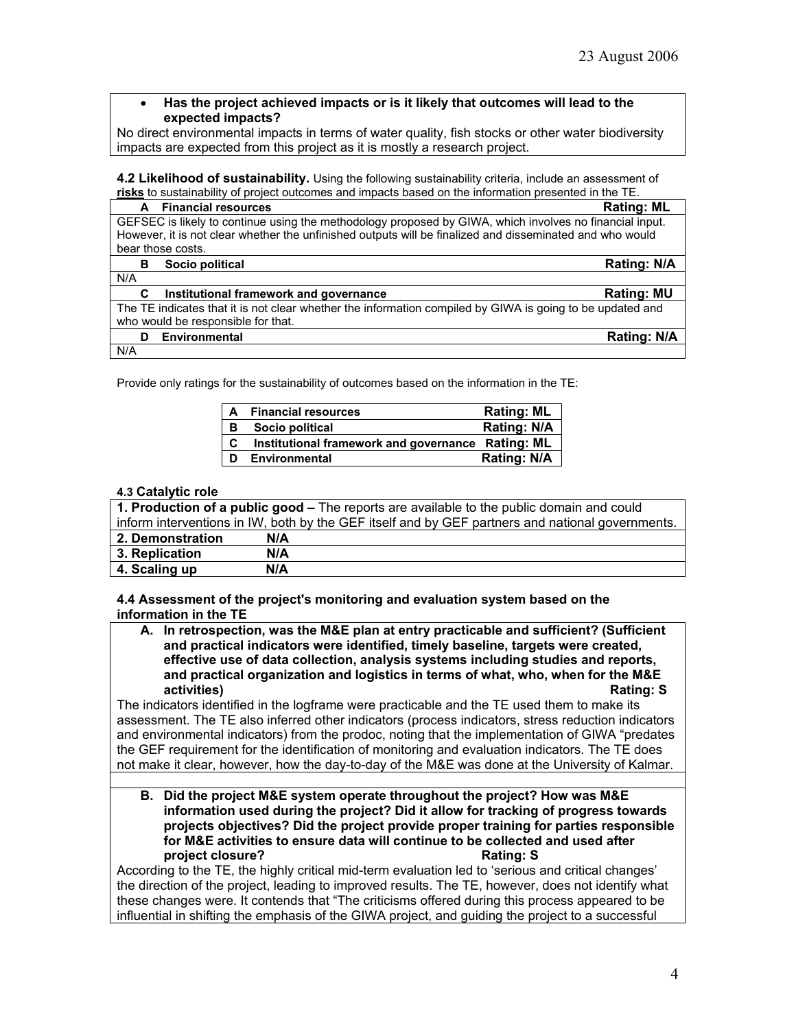- **Has the project achieved impacts or is it likely that outcomes will lead to the expected impacts?**

No direct environmental impacts in terms of water quality, fish stocks or other water biodiversity impacts are expected from this project as it is mostly a research project.

**4.2 Likelihood of sustainability.** Using the following sustainability criteria, include an assessment of **risks** to sustainability of project outcomes and impacts based on the information presented in the TE.

| **A Financial resources** | **Rating: ML** |
|---|---|
| GEFSEC is likely to continue using the methodology proposed by GIWA, which involves no financial input. However, it is not clear whether the unfinished outputs will be finalized and disseminated and who would bear those costs. | |
| **B Socio political** | **Rating: N/A** |
| N/A | |
| **C Institutional framework and governance** | **Rating: MU** |
| The TE indicates that it is not clear whether the information compiled by GIWA is going to be updated and who would be responsible for that. | |
| **D Environmental** | **Rating: N/A** |
| N/A | |

Provide only ratings for the sustainability of outcomes based on the information in the TE:

| | | |
|---|---|---|
| **A** | **Financial resources** | **Rating: ML** |
| **B** | **Socio political** | **Rating: N/A** |
| **C** | **Institutional framework and governance** | **Rating: ML** |
| **D** | **Environmental** | **Rating: N/A** |

**4.3 Catalytic role**

| | |
|---|---|
| **1. Production of a public good –** The reports are available to the public domain and could inform interventions in IW, both by the GEF itself and by GEF partners and national governments. | |
| **2. Demonstration** | **N/A** |
| **3. Replication** | **N/A** |
| **4. Scaling up** | **N/A** |

**4.4 Assessment of the project's monitoring and evaluation system based on the information in the TE**

**A. In retrospection, was the M&E plan at entry practicable and sufficient? (Sufficient and practical indicators were identified, timely baseline, targets were created, effective use of data collection, analysis systems including studies and reports, and practical organization and logistics in terms of what, who, when for the M&E activities)** **Rating: S**

The indicators identified in the logframe were practicable and the TE used them to make its assessment. The TE also inferred other indicators (process indicators, stress reduction indicators and environmental indicators) from the prodoc, noting that the implementation of GIWA "predates the GEF requirement for the identification of monitoring and evaluation indicators. The TE does not make it clear, however, how the day-to-day of the M&E was done at the University of Kalmar.

**B. Did the project M&E system operate throughout the project? How was M&E information used during the project? Did it allow for tracking of progress towards projects objectives? Did the project provide proper training for parties responsible for M&E activities to ensure data will continue to be collected and used after project closure?** **Rating: S**

According to the TE, the highly critical mid-term evaluation led to 'serious and critical changes' the direction of the project, leading to improved results. The TE, however, does not identify what these changes were. It contends that "The criticisms offered during this process appeared to be influential in shifting the emphasis of the GIWA project, and guiding the project to a successful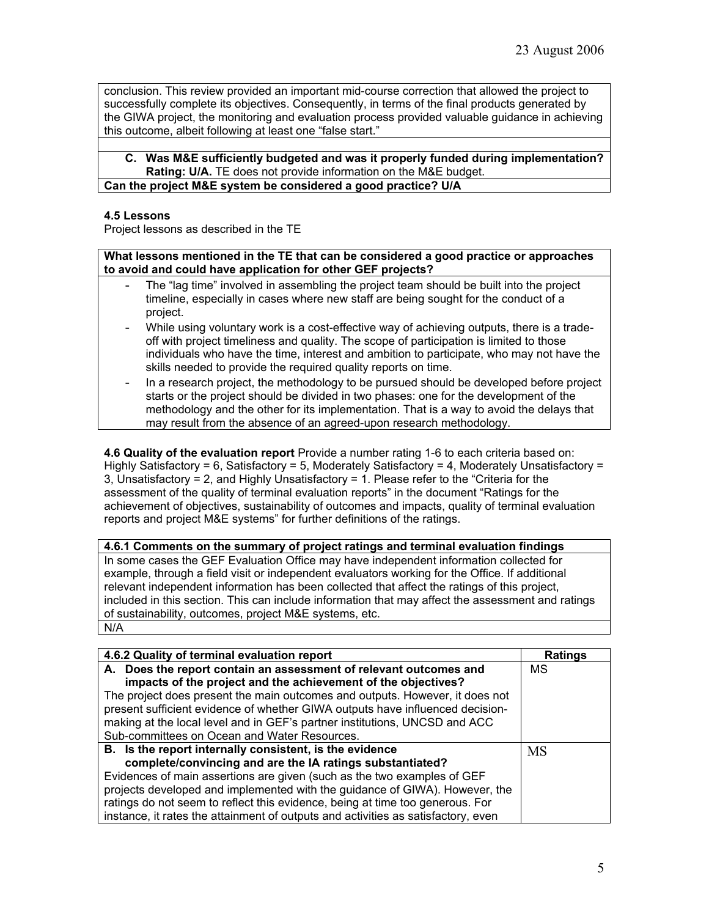conclusion. This review provided an important mid-course correction that allowed the project to successfully complete its objectives. Consequently, in terms of the final products generated by the GIWA project, the monitoring and evaluation process provided valuable guidance in achieving this outcome, albeit following at least one "false start."

**C. Was M&E sufficiently budgeted and was it properly funded during implementation? Rating: U/A.** TE does not provide information on the M&E budget.

**Can the project M&E system be considered a good practice? U/A**

**4.5 Lessons**

Project lessons as described in the TE

**What lessons mentioned in the TE that can be considered a good practice or approaches to avoid and could have application for other GEF projects?**

- The "lag time" involved in assembling the project team should be built into the project timeline, especially in cases where new staff are being sought for the conduct of a project.
- While using voluntary work is a cost-effective way of achieving outputs, there is a trade-off with project timeliness and quality. The scope of participation is limited to those individuals who have the time, interest and ambition to participate, who may not have the skills needed to provide the required quality reports on time.
- In a research project, the methodology to be pursued should be developed before project starts or the project should be divided in two phases: one for the development of the methodology and the other for its implementation. That is a way to avoid the delays that may result from the absence of an agreed-upon research methodology.

**4.6 Quality of the evaluation report** Provide a number rating 1-6 to each criteria based on: Highly Satisfactory = 6, Satisfactory = 5, Moderately Satisfactory = 4, Moderately Unsatisfactory = 3, Unsatisfactory = 2, and Highly Unsatisfactory = 1. Please refer to the "Criteria for the assessment of the quality of terminal evaluation reports" in the document "Ratings for the achievement of objectives, sustainability of outcomes and impacts, quality of terminal evaluation reports and project M&E systems" for further definitions of the ratings.

**4.6.1 Comments on the summary of project ratings and terminal evaluation findings**

In some cases the GEF Evaluation Office may have independent information collected for example, through a field visit or independent evaluators working for the Office. If additional relevant independent information has been collected that affect the ratings of this project, included in this section. This can include information that may affect the assessment and ratings of sustainability, outcomes, project M&E systems, etc.

N/A

| 4.6.2 Quality of terminal evaluation report | Ratings |
|---|---|
| **A. Does the report contain an assessment of relevant outcomes and impacts of the project and the achievement of the objectives?** The project does present the main outcomes and outputs. However, it does not present sufficient evidence of whether GIWA outputs have influenced decision-making at the local level and in GEF's partner institutions, UNCSD and ACC Sub-committees on Ocean and Water Resources. | MS |
| **B. Is the report internally consistent, is the evidence complete/convincing and are the IA ratings substantiated?** Evidences of main assertions are given (such as the two examples of GEF projects developed and implemented with the guidance of GIWA). However, the ratings do not seem to reflect this evidence, being at time too generous. For instance, it rates the attainment of outputs and activities as satisfactory, even | MS |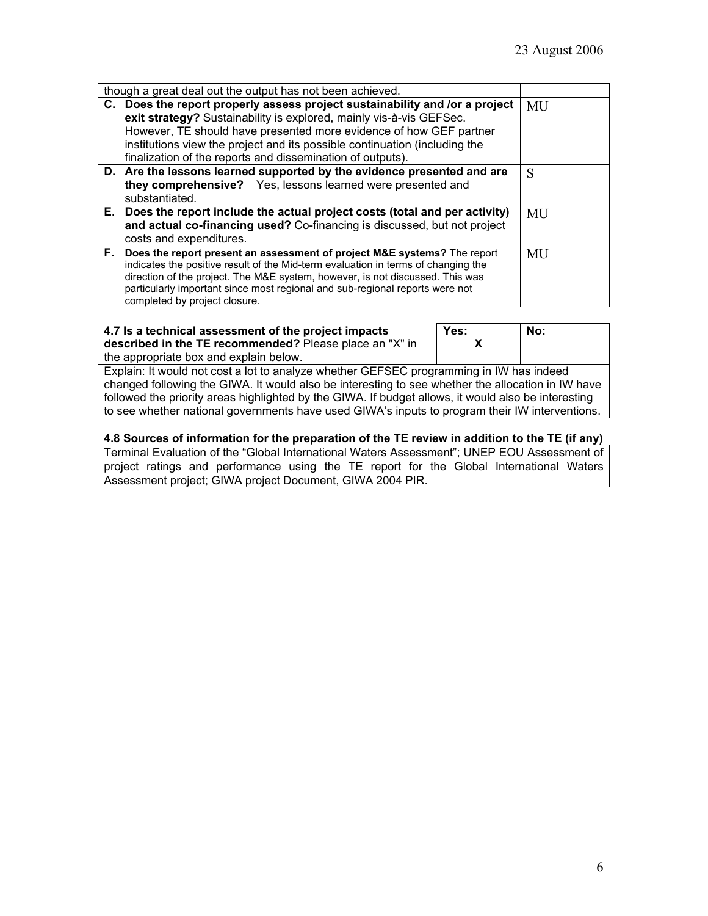| | |
|---|---|
| though a great deal out the output has not been achieved. | |
| **C. Does the report properly assess project sustainability and /or a project exit strategy?** Sustainability is explored, mainly vis-à-vis GEFSec. However, TE should have presented more evidence of how GEF partner institutions view the project and its possible continuation (including the finalization of the reports and dissemination of outputs). | MU |
| **D. Are the lessons learned supported by the evidence presented and are they comprehensive?** Yes, lessons learned were presented and substantiated. | S |
| **E. Does the report include the actual project costs (total and per activity) and actual co-financing used?** Co-financing is discussed, but not project costs and expenditures. | MU |
| **F. Does the report present an assessment of project M&E systems?** The report indicates the positive result of the Mid-term evaluation in terms of changing the direction of the project. The M&E system, however, is not discussed. This was particularly important since most regional and sub-regional reports were not completed by project closure. | MU |

| **4.7 Is a technical assessment of the project impacts described in the TE recommended?** Please place an "X" in the appropriate box and explain below. | **Yes:** **X** | **No:** |
|---|---|---|
| Explain: It would not cost a lot to analyze whether GEFSEC programming in IW has indeed changed following the GIWA. It would also be interesting to see whether the allocation in IW have followed the priority areas highlighted by the GIWA. If budget allows, it would also be interesting to see whether national governments have used GIWA's inputs to program their IW interventions. | | |

**4.8 Sources of information for the preparation of the TE review in addition to the TE (if any)**

Terminal Evaluation of the "Global International Waters Assessment"; UNEP EOU Assessment of project ratings and performance using the TE report for the Global International Waters Assessment project; GIWA project Document, GIWA 2004 PIR.